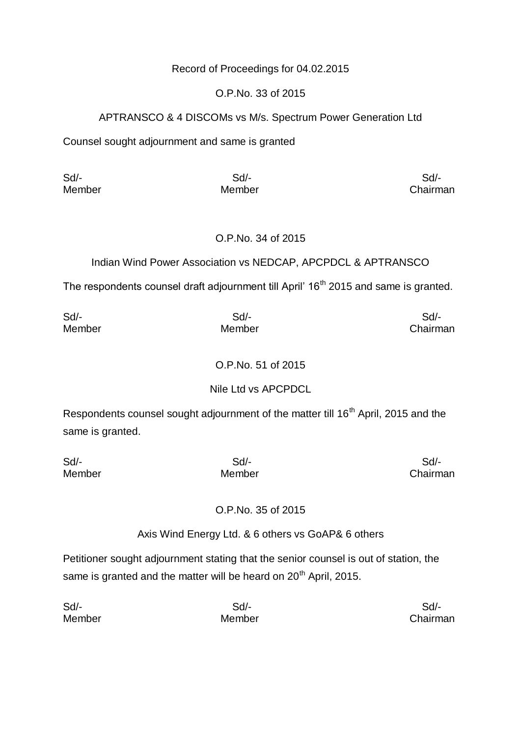Record of Proceedings for 04.02.2015

O.P.No. 33 of 2015

APTRANSCO & 4 DISCOMs vs M/s. Spectrum Power Generation Ltd

Counsel sought adjournment and same is granted

| Sd/- | Sd/- | Sd/- |
|---|---|---|
| Member | Member | Chairman |

O.P.No. 34 of 2015

Indian Wind Power Association vs NEDCAP, APCPDCL & APTRANSCO

The respondents counsel draft adjournment till April' 16th 2015 and same is granted.

| Sd/- | Sd/- | Sd/- |
|---|---|---|
| Member | Member | Chairman |

O.P.No. 51 of 2015

Nile Ltd vs APCPDCL

Respondents counsel sought adjournment of the matter till 16th April, 2015 and the same is granted.

| Sd/- | Sd/- | Sd/- |
|---|---|---|
| Member | Member | Chairman |

O.P.No. 35 of 2015

Axis Wind Energy Ltd. & 6 others vs GoAP& 6 others

Petitioner sought adjournment stating that the senior counsel is out of station, the same is granted and the matter will be heard on 20th April, 2015.

| Sd/- | Sd/- | Sd/- |
|---|---|---|
| Member | Member | Chairman |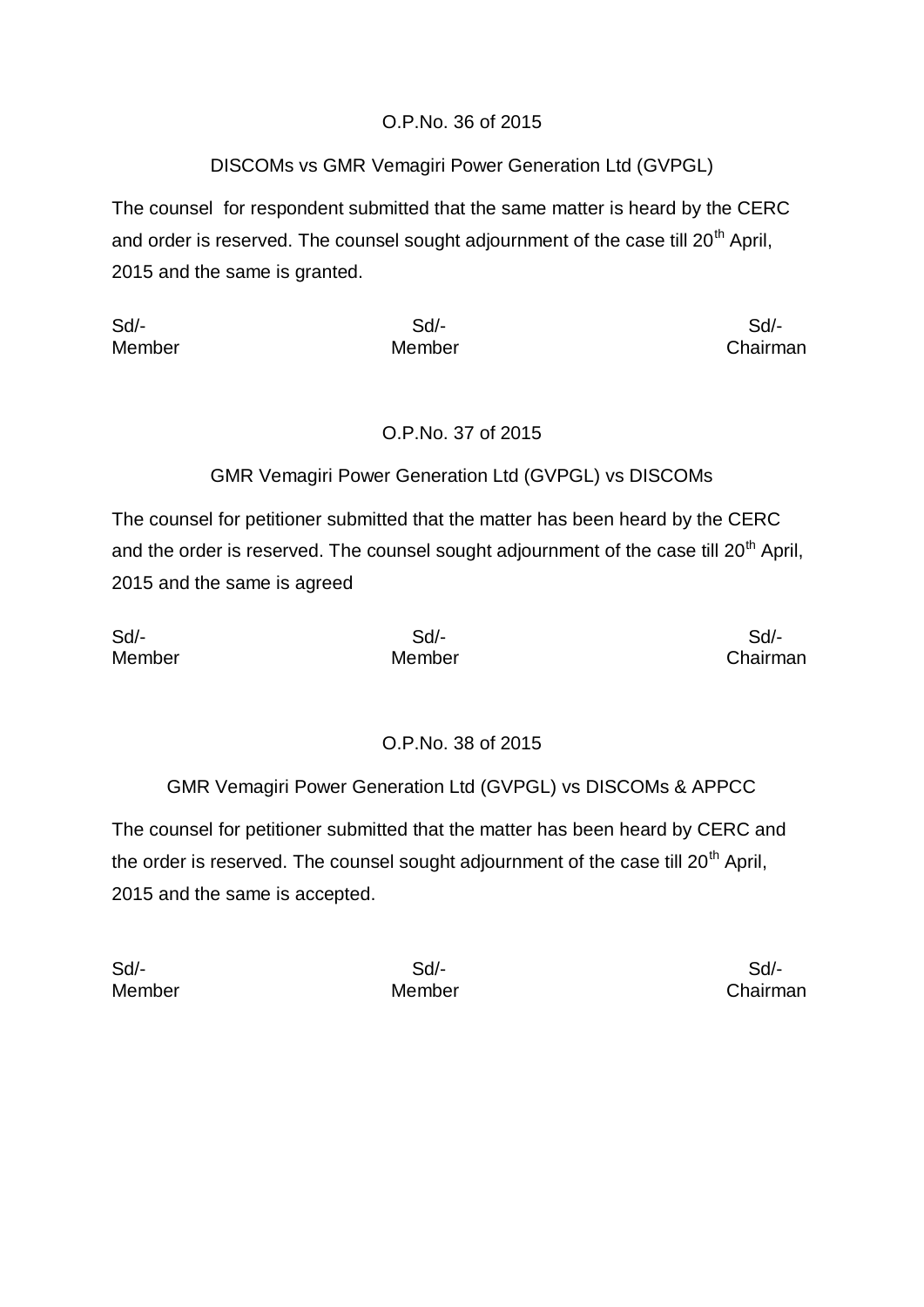O.P.No. 36 of 2015

DISCOMs vs GMR Vemagiri Power Generation Ltd (GVPGL)

The counsel for respondent submitted that the same matter is heard by the CERC and order is reserved. The counsel sought adjournment of the case till 20th April, 2015 and the same is granted.

| Sd/- | Sd/- | Sd/- |
|---|---|---|
| Member | Member | Chairman |

O.P.No. 37 of 2015

GMR Vemagiri Power Generation Ltd (GVPGL) vs DISCOMs

The counsel for petitioner submitted that the matter has been heard by the CERC and the order is reserved. The counsel sought adjournment of the case till 20th April, 2015 and the same is agreed

| Sd/- | Sd/- | Sd/- |
|---|---|---|
| Member | Member | Chairman |

O.P.No. 38 of 2015

GMR Vemagiri Power Generation Ltd (GVPGL) vs DISCOMs & APPCC

The counsel for petitioner submitted that the matter has been heard by CERC and the order is reserved. The counsel sought adjournment of the case till 20th April, 2015 and the same is accepted.

| Sd/- | Sd/- | Sd/- |
|---|---|---|
| Member | Member | Chairman |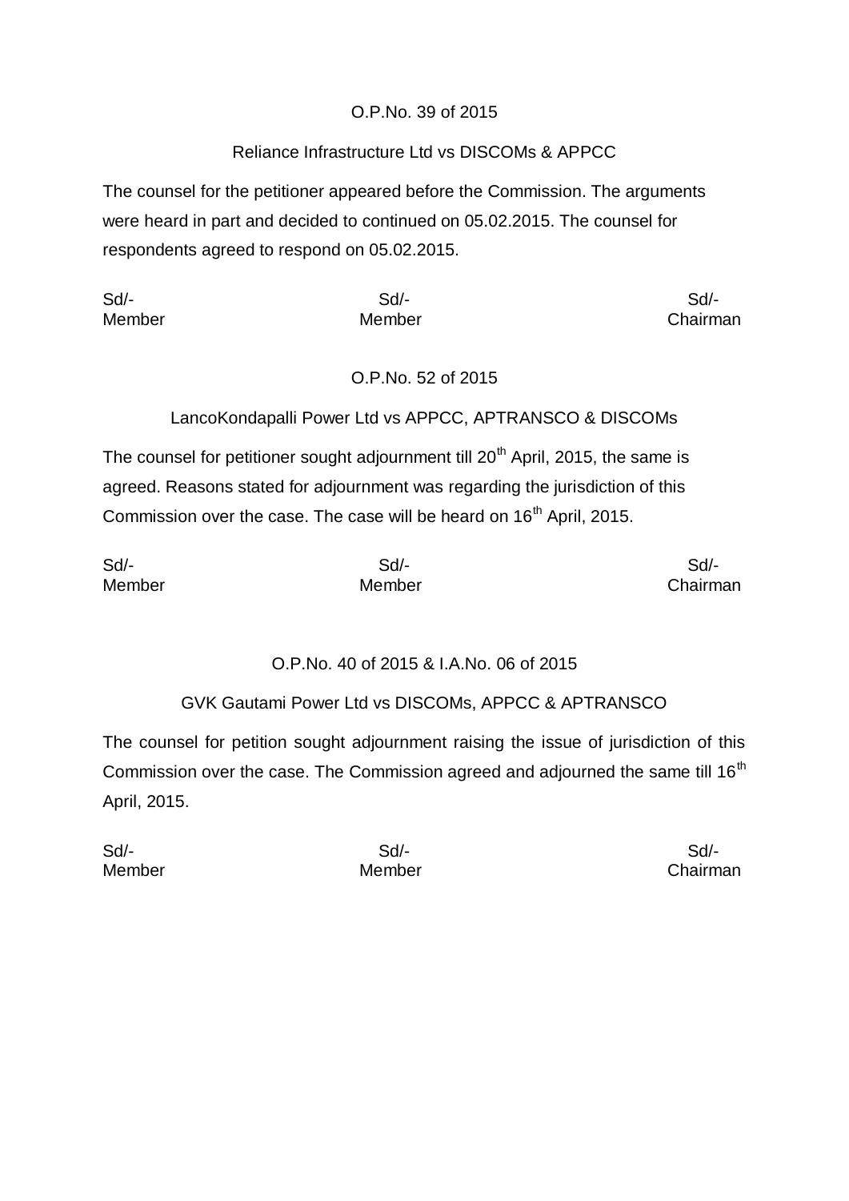O.P.No. 39 of 2015

Reliance Infrastructure Ltd vs DISCOMs & APPCC

The counsel for the petitioner appeared before the Commission. The arguments were heard in part and decided to continued on 05.02.2015. The counsel for respondents agreed to respond on 05.02.2015.

| Sd/- | Sd/- | Sd/- |
|---|---|---|
| Member | Member | Chairman |

O.P.No. 52 of 2015

LancoKondapalli Power Ltd vs APPCC, APTRANSCO & DISCOMs

The counsel for petitioner sought adjournment till 20th April, 2015, the same is agreed. Reasons stated for adjournment was regarding the jurisdiction of this Commission over the case. The case will be heard on 16th April, 2015.

| Sd/- | Sd/- | Sd/- |
|---|---|---|
| Member | Member | Chairman |

O.P.No. 40 of 2015 & I.A.No. 06 of 2015

GVK Gautami Power Ltd vs DISCOMs, APPCC & APTRANSCO

The counsel for petition sought adjournment raising the issue of jurisdiction of this Commission over the case. The Commission agreed and adjourned the same till 16th April, 2015.

| Sd/- | Sd/- | Sd/- |
|---|---|---|
| Member | Member | Chairman |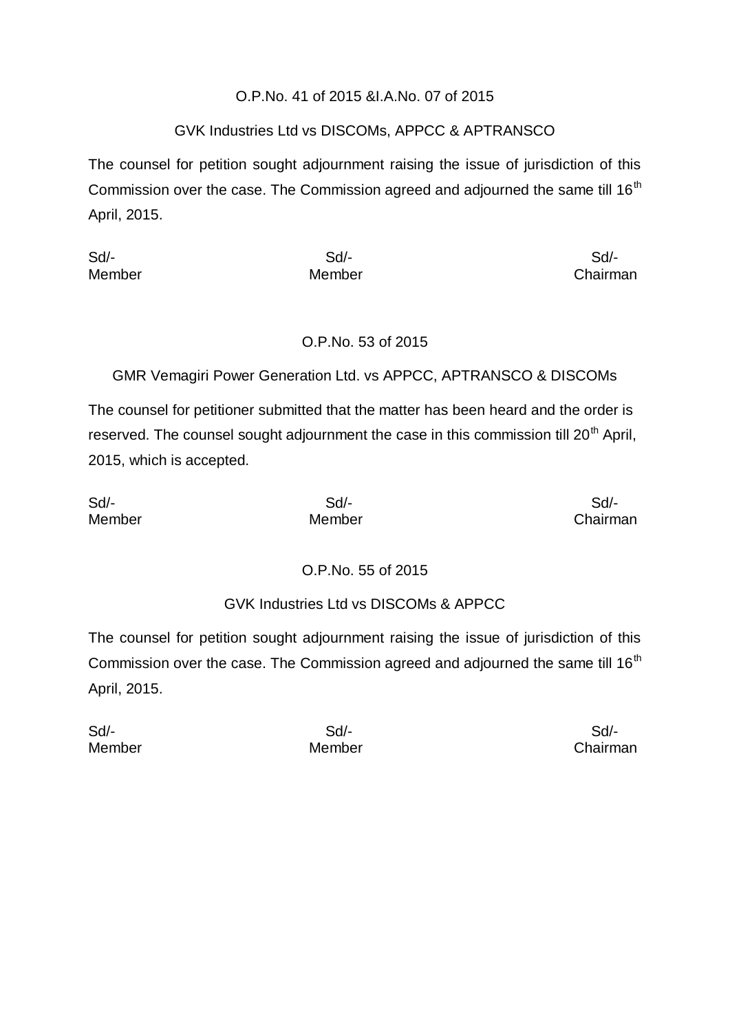O.P.No. 41 of 2015 &I.A.No. 07 of 2015

GVK Industries Ltd vs DISCOMs, APPCC & APTRANSCO

The counsel for petition sought adjournment raising the issue of jurisdiction of this Commission over the case. The Commission agreed and adjourned the same till 16th April, 2015.

| Sd/- | Sd/- | Sd/- |
|---|---|---|
| Member | Member | Chairman |

O.P.No. 53 of 2015

GMR Vemagiri Power Generation Ltd. vs APPCC, APTRANSCO & DISCOMs

The counsel for petitioner submitted that the matter has been heard and the order is reserved. The counsel sought adjournment the case in this commission till 20th April, 2015, which is accepted.

| Sd/- | Sd/- | Sd/- |
|---|---|---|
| Member | Member | Chairman |

O.P.No. 55 of 2015

GVK Industries Ltd vs DISCOMs & APPCC

The counsel for petition sought adjournment raising the issue of jurisdiction of this Commission over the case. The Commission agreed and adjourned the same till 16th April, 2015.

| Sd/- | Sd/- | Sd/- |
|---|---|---|
| Member | Member | Chairman |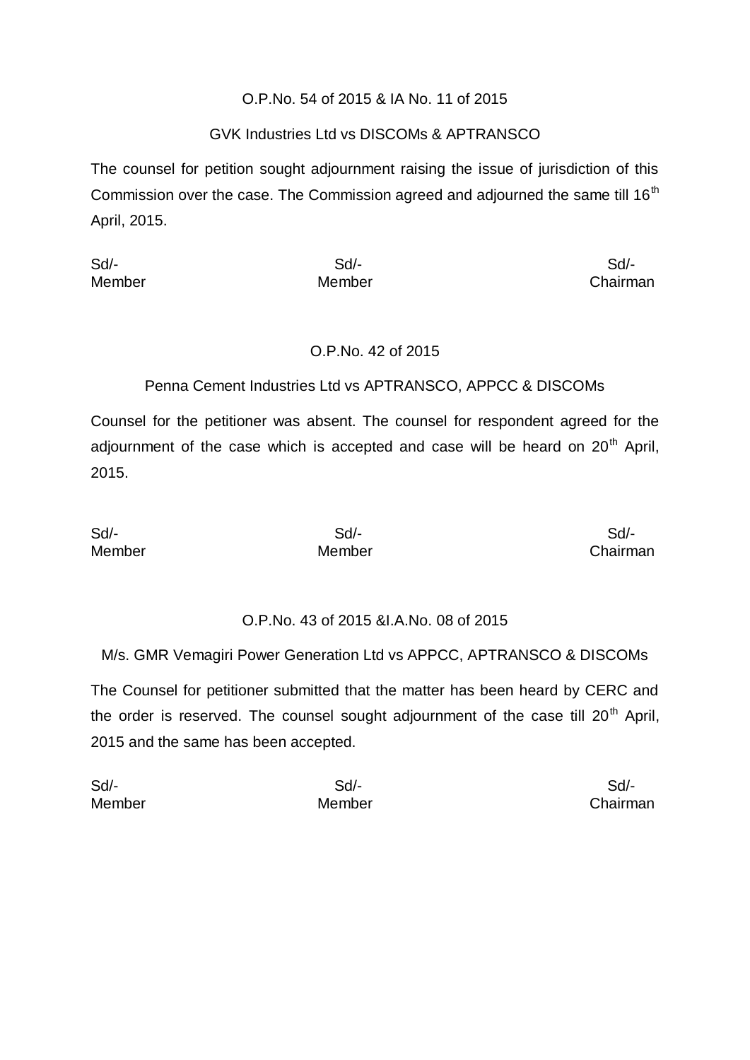O.P.No. 54 of 2015 & IA No. 11 of 2015

GVK Industries Ltd vs DISCOMs & APTRANSCO

The counsel for petition sought adjournment raising the issue of jurisdiction of this Commission over the case. The Commission agreed and adjourned the same till 16th April, 2015.

| Sd/- | Sd/- | Sd/- |
|---|---|---|
| Member | Member | Chairman |

O.P.No. 42 of 2015

Penna Cement Industries Ltd vs APTRANSCO, APPCC & DISCOMs

Counsel for the petitioner was absent. The counsel for respondent agreed for the adjournment of the case which is accepted and case will be heard on 20th April, 2015.

| Sd/- | Sd/- | Sd/- |
|---|---|---|
| Member | Member | Chairman |

O.P.No. 43 of 2015 &I.A.No. 08 of 2015

M/s. GMR Vemagiri Power Generation Ltd vs APPCC, APTRANSCO & DISCOMs

The Counsel for petitioner submitted that the matter has been heard by CERC and the order is reserved. The counsel sought adjournment of the case till 20th April, 2015 and the same has been accepted.

| Sd/- | Sd/- | Sd/- |
|---|---|---|
| Member | Member | Chairman |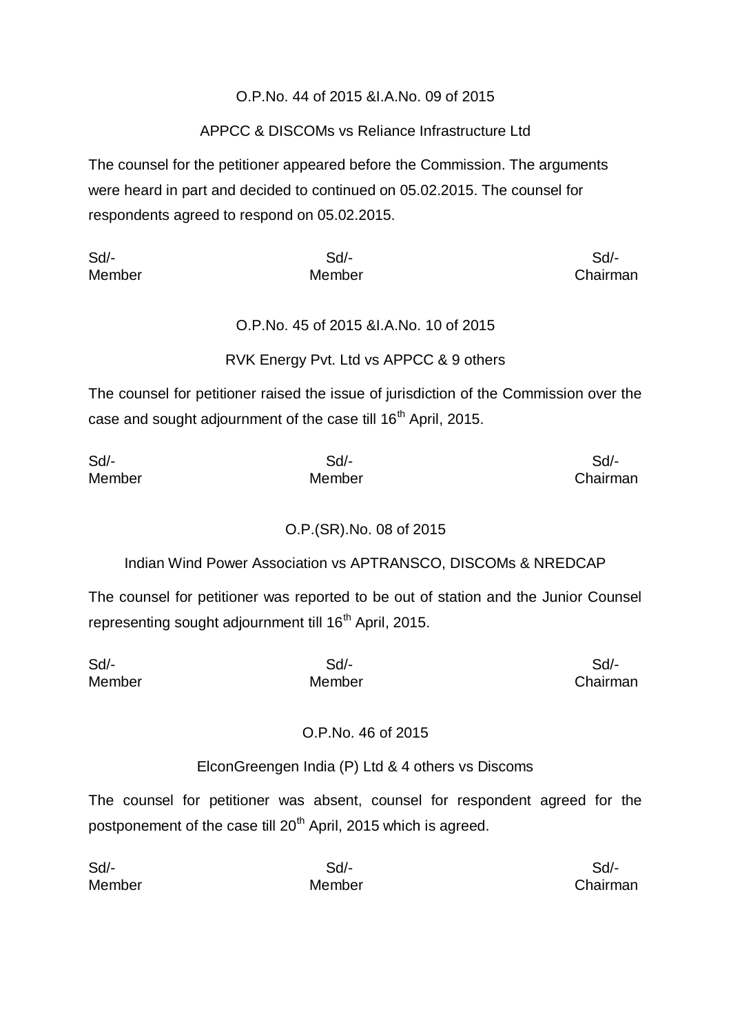O.P.No. 44 of 2015 &I.A.No. 09 of 2015

APPCC & DISCOMs vs Reliance Infrastructure Ltd

The counsel for the petitioner appeared before the Commission. The arguments were heard in part and decided to continued on 05.02.2015. The counsel for respondents agreed to respond on 05.02.2015.

| Sd/- | Sd/- | Sd/- |
|---|---|---|
| Member | Member | Chairman |

O.P.No. 45 of 2015 &I.A.No. 10 of 2015

RVK Energy Pvt. Ltd vs APPCC & 9 others

The counsel for petitioner raised the issue of jurisdiction of the Commission over the case and sought adjournment of the case till 16th April, 2015.

| Sd/- | Sd/- | Sd/- |
|---|---|---|
| Member | Member | Chairman |

O.P.(SR).No. 08 of 2015

Indian Wind Power Association vs APTRANSCO, DISCOMs & NREDCAP

The counsel for petitioner was reported to be out of station and the Junior Counsel representing sought adjournment till 16th April, 2015.

| Sd/- | Sd/- | Sd/- |
|---|---|---|
| Member | Member | Chairman |

O.P.No. 46 of 2015

ElconGreengen India (P) Ltd & 4 others vs Discoms

The counsel for petitioner was absent, counsel for respondent agreed for the postponement of the case till 20th April, 2015 which is agreed.

| Sd/- | Sd/- | Sd/- |
|---|---|---|
| Member | Member | Chairman |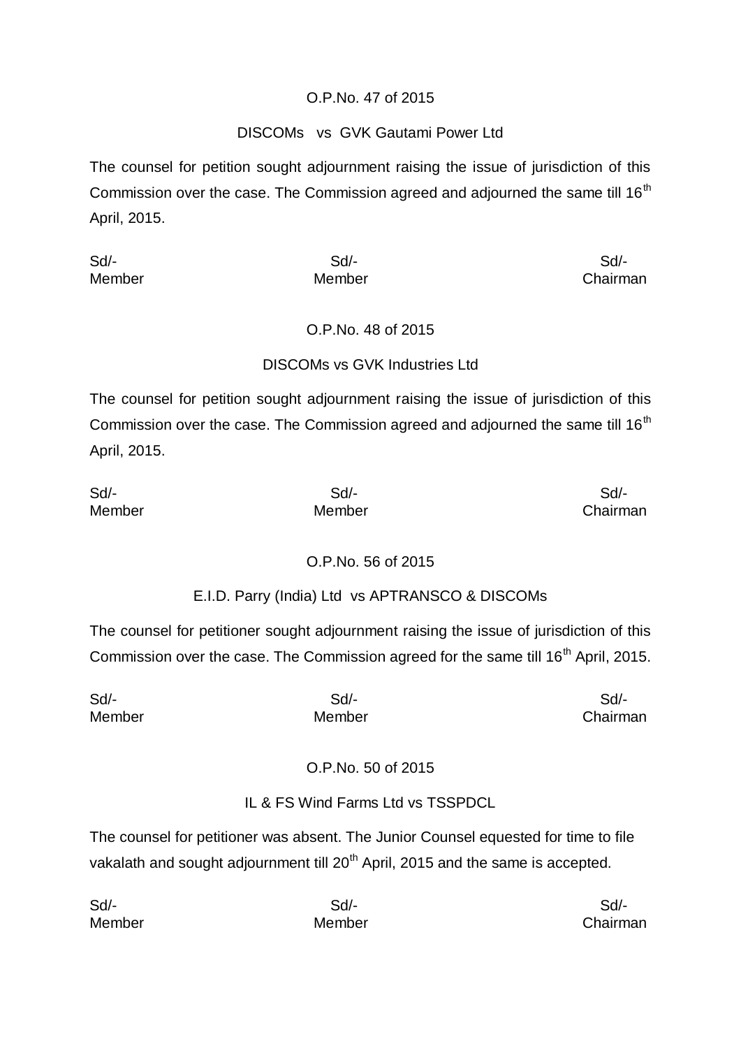O.P.No. 47 of 2015

DISCOMs vs GVK Gautami Power Ltd

The counsel for petition sought adjournment raising the issue of jurisdiction of this Commission over the case. The Commission agreed and adjourned the same till 16th April, 2015.

| | | |
|---|---|---|
| Sd/- | Sd/- | Sd/- |
| Member | Member | Chairman |

O.P.No. 48 of 2015

DISCOMs vs GVK Industries Ltd

The counsel for petition sought adjournment raising the issue of jurisdiction of this Commission over the case. The Commission agreed and adjourned the same till 16th April, 2015.

| | | |
|---|---|---|
| Sd/- | Sd/- | Sd/- |
| Member | Member | Chairman |

O.P.No. 56 of 2015

E.I.D. Parry (India) Ltd vs APTRANSCO & DISCOMs

The counsel for petitioner sought adjournment raising the issue of jurisdiction of this Commission over the case. The Commission agreed for the same till 16th April, 2015.

| | | |
|---|---|---|
| Sd/- | Sd/- | Sd/- |
| Member | Member | Chairman |

O.P.No. 50 of 2015

IL & FS Wind Farms Ltd vs TSSPDCL

The counsel for petitioner was absent. The Junior Counsel equested for time to file vakalath and sought adjournment till 20th April, 2015 and the same is accepted.

| | | |
|---|---|---|
| Sd/- | Sd/- | Sd/- |
| Member | Member | Chairman |